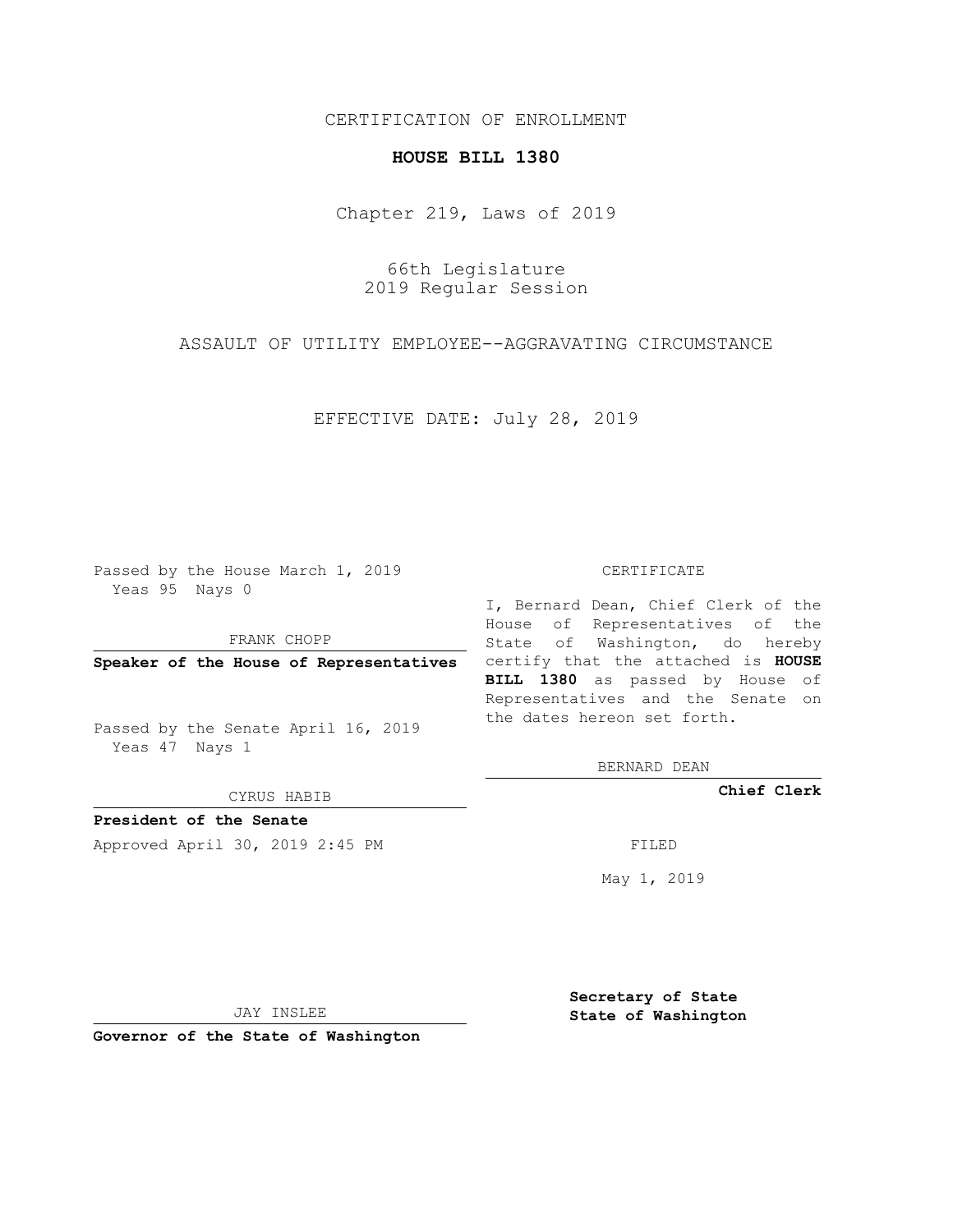CERTIFICATION OF ENROLLMENT

**HOUSE BILL 1380**

Chapter 219, Laws of 2019

66th Legislature
2019 Regular Session

ASSAULT OF UTILITY EMPLOYEE--AGGRAVATING CIRCUMSTANCE

EFFECTIVE DATE: July 28, 2019

Passed by the House March 1, 2019
Yeas 95 Nays 0

FRANK CHOPP

**Speaker of the House of Representatives**

Passed by the Senate April 16, 2019
Yeas 47 Nays 1

CYRUS HABIB

**President of the Senate**

Approved April 30, 2019 2:45 PM

JAY INSLEE

**Governor of the State of Washington**

CERTIFICATE

I, Bernard Dean, Chief Clerk of the House of Representatives of the State of Washington, do hereby certify that the attached is **HOUSE BILL 1380** as passed by House of Representatives and the Senate on the dates hereon set forth.

BERNARD DEAN

**Chief Clerk**

FILED

May 1, 2019

**Secretary of State**
**State of Washington**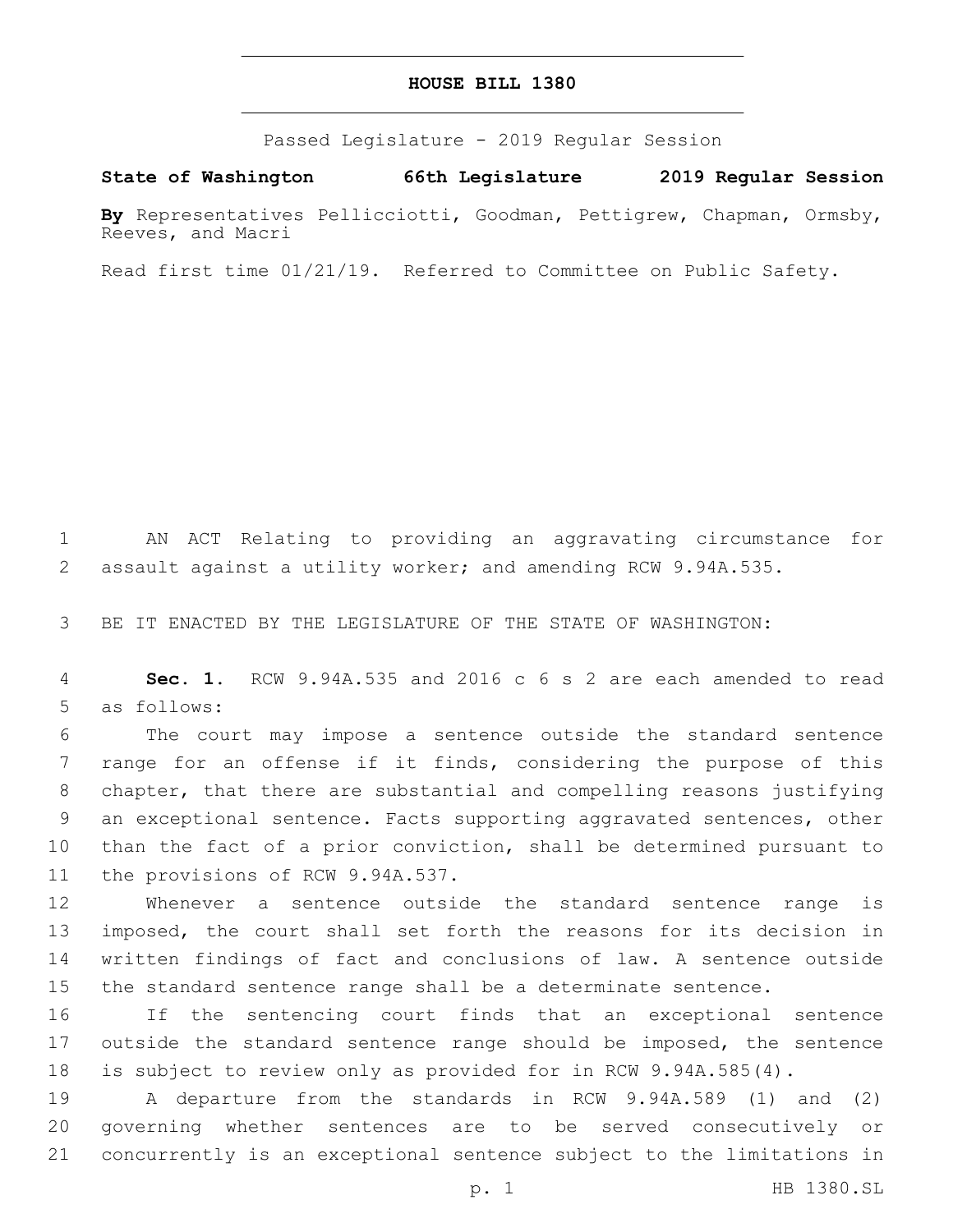# HOUSE BILL 1380

Passed Legislature - 2019 Regular Session

**State of Washington 66th Legislature 2019 Regular Session**

**By** Representatives Pellicciotti, Goodman, Pettigrew, Chapman, Ormsby, Reeves, and Macri

Read first time 01/21/19. Referred to Committee on Public Safety.

AN ACT Relating to providing an aggravating circumstance for assault against a utility worker; and amending RCW 9.94A.535.

BE IT ENACTED BY THE LEGISLATURE OF THE STATE OF WASHINGTON:

**Sec. 1.** RCW 9.94A.535 and 2016 c 6 s 2 are each amended to read as follows:

The court may impose a sentence outside the standard sentence range for an offense if it finds, considering the purpose of this chapter, that there are substantial and compelling reasons justifying an exceptional sentence. Facts supporting aggravated sentences, other than the fact of a prior conviction, shall be determined pursuant to the provisions of RCW 9.94A.537.

Whenever a sentence outside the standard sentence range is imposed, the court shall set forth the reasons for its decision in written findings of fact and conclusions of law. A sentence outside the standard sentence range shall be a determinate sentence.

If the sentencing court finds that an exceptional sentence outside the standard sentence range should be imposed, the sentence is subject to review only as provided for in RCW 9.94A.585(4).

A departure from the standards in RCW 9.94A.589 (1) and (2) governing whether sentences are to be served consecutively or concurrently is an exceptional sentence subject to the limitations in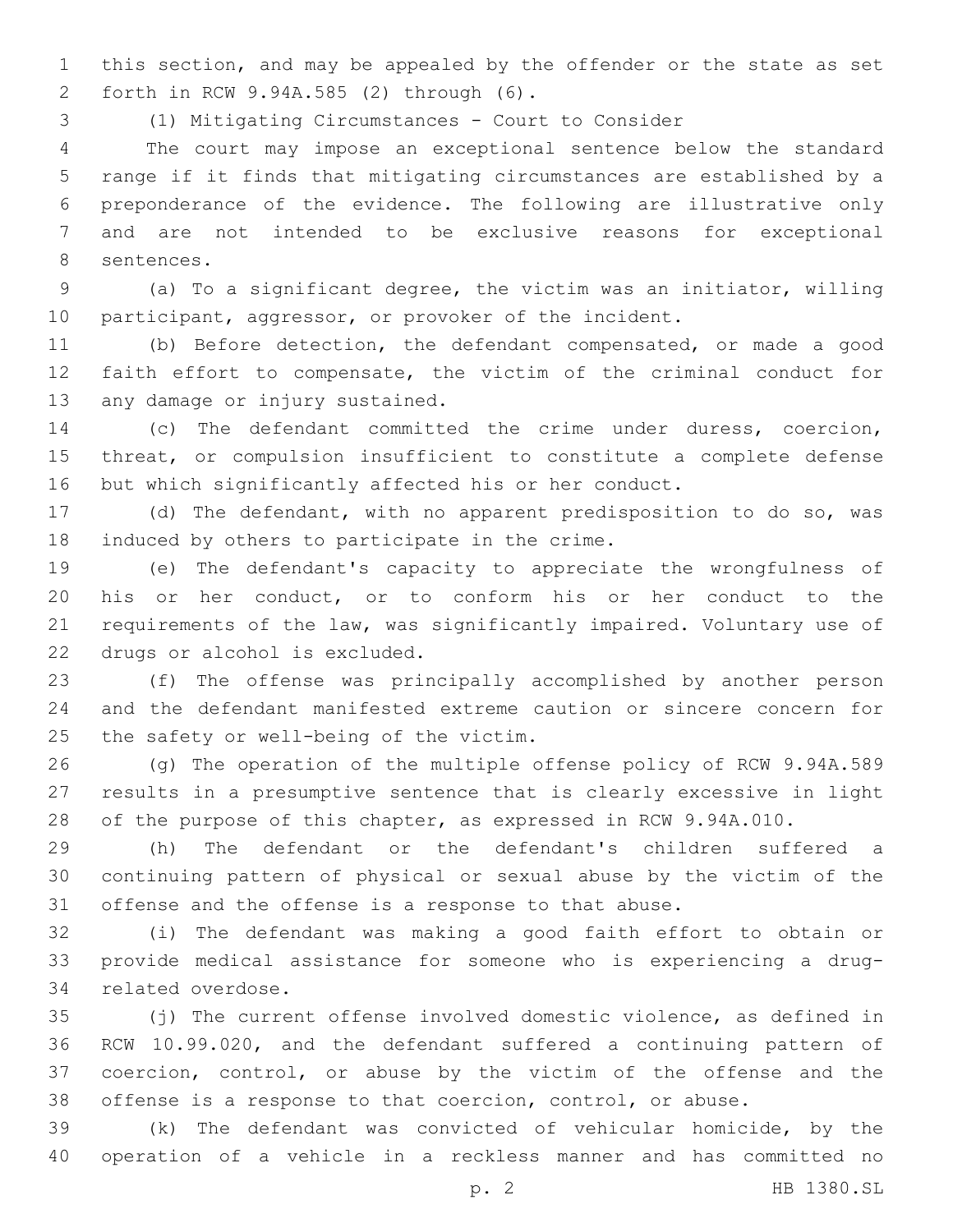this section, and may be appealed by the offender or the state as set forth in RCW 9.94A.585 (2) through (6).

(1) Mitigating Circumstances - Court to Consider

The court may impose an exceptional sentence below the standard range if it finds that mitigating circumstances are established by a preponderance of the evidence. The following are illustrative only and are not intended to be exclusive reasons for exceptional sentences.

(a) To a significant degree, the victim was an initiator, willing participant, aggressor, or provoker of the incident.

(b) Before detection, the defendant compensated, or made a good faith effort to compensate, the victim of the criminal conduct for any damage or injury sustained.

(c) The defendant committed the crime under duress, coercion, threat, or compulsion insufficient to constitute a complete defense but which significantly affected his or her conduct.

(d) The defendant, with no apparent predisposition to do so, was induced by others to participate in the crime.

(e) The defendant's capacity to appreciate the wrongfulness of his or her conduct, or to conform his or her conduct to the requirements of the law, was significantly impaired. Voluntary use of drugs or alcohol is excluded.

(f) The offense was principally accomplished by another person and the defendant manifested extreme caution or sincere concern for the safety or well-being of the victim.

(g) The operation of the multiple offense policy of RCW 9.94A.589 results in a presumptive sentence that is clearly excessive in light of the purpose of this chapter, as expressed in RCW 9.94A.010.

(h) The defendant or the defendant's children suffered a continuing pattern of physical or sexual abuse by the victim of the offense and the offense is a response to that abuse.

(i) The defendant was making a good faith effort to obtain or provide medical assistance for someone who is experiencing a drug-related overdose.

(j) The current offense involved domestic violence, as defined in RCW 10.99.020, and the defendant suffered a continuing pattern of coercion, control, or abuse by the victim of the offense and the offense is a response to that coercion, control, or abuse.

(k) The defendant was convicted of vehicular homicide, by the operation of a vehicle in a reckless manner and has committed no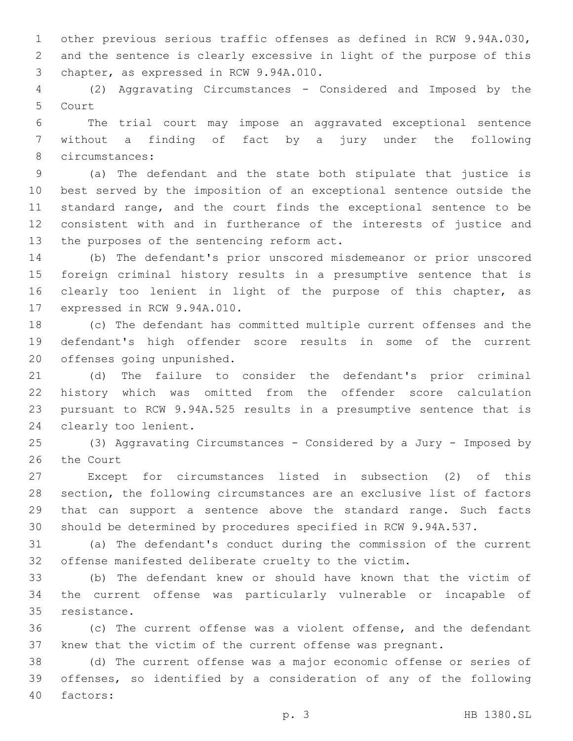other previous serious traffic offenses as defined in RCW 9.94A.030, and the sentence is clearly excessive in light of the purpose of this chapter, as expressed in RCW 9.94A.010.

(2) Aggravating Circumstances - Considered and Imposed by the Court

The trial court may impose an aggravated exceptional sentence without a finding of fact by a jury under the following circumstances:

(a) The defendant and the state both stipulate that justice is best served by the imposition of an exceptional sentence outside the standard range, and the court finds the exceptional sentence to be consistent with and in furtherance of the interests of justice and the purposes of the sentencing reform act.

(b) The defendant's prior unscored misdemeanor or prior unscored foreign criminal history results in a presumptive sentence that is clearly too lenient in light of the purpose of this chapter, as expressed in RCW 9.94A.010.

(c) The defendant has committed multiple current offenses and the defendant's high offender score results in some of the current offenses going unpunished.

(d) The failure to consider the defendant's prior criminal history which was omitted from the offender score calculation pursuant to RCW 9.94A.525 results in a presumptive sentence that is clearly too lenient.

(3) Aggravating Circumstances - Considered by a Jury - Imposed by the Court

Except for circumstances listed in subsection (2) of this section, the following circumstances are an exclusive list of factors that can support a sentence above the standard range. Such facts should be determined by procedures specified in RCW 9.94A.537.

(a) The defendant's conduct during the commission of the current offense manifested deliberate cruelty to the victim.

(b) The defendant knew or should have known that the victim of the current offense was particularly vulnerable or incapable of resistance.

(c) The current offense was a violent offense, and the defendant knew that the victim of the current offense was pregnant.

(d) The current offense was a major economic offense or series of offenses, so identified by a consideration of any of the following factors: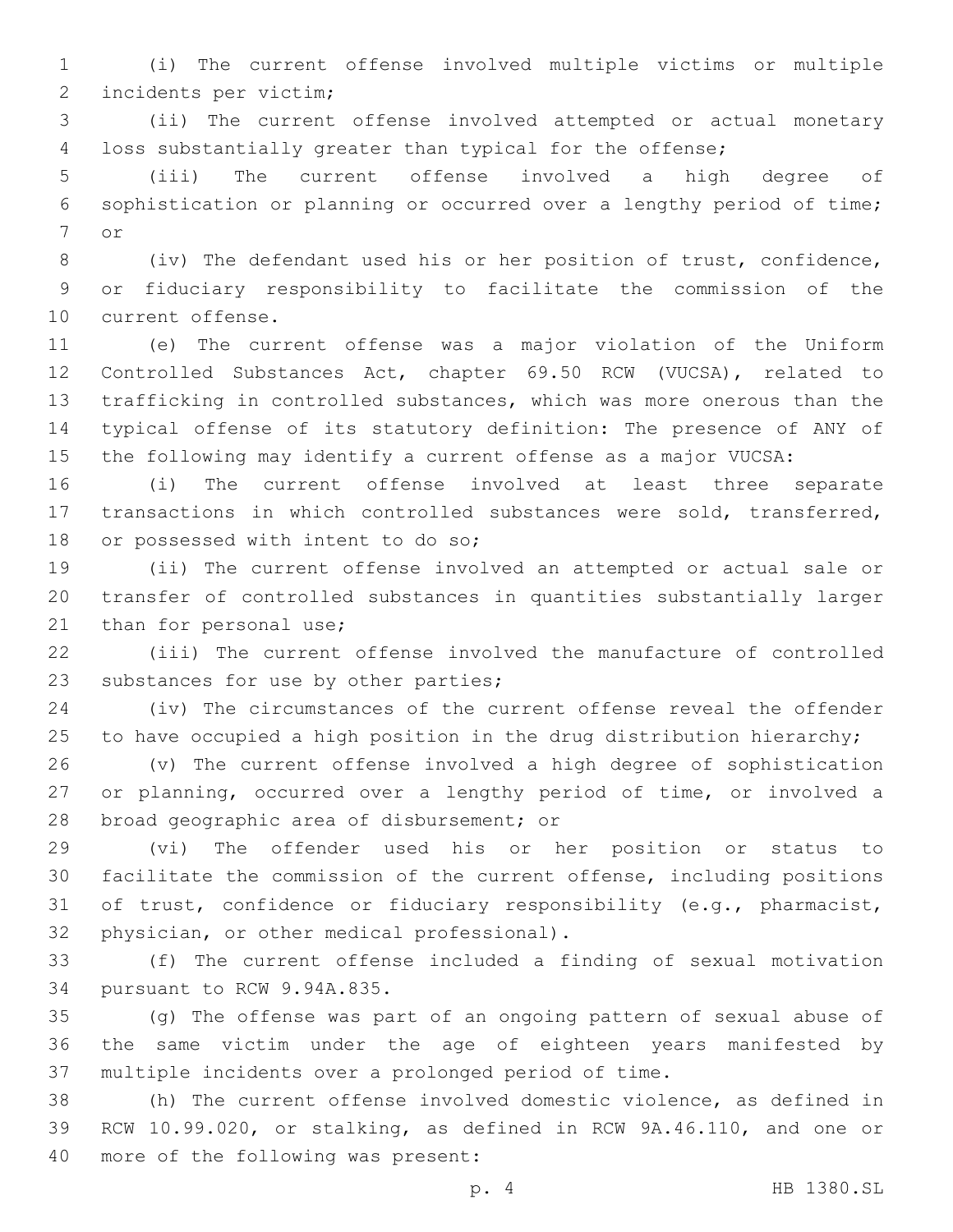(i) The current offense involved multiple victims or multiple incidents per victim;

(ii) The current offense involved attempted or actual monetary loss substantially greater than typical for the offense;

(iii) The current offense involved a high degree of sophistication or planning or occurred over a lengthy period of time; or

(iv) The defendant used his or her position of trust, confidence, or fiduciary responsibility to facilitate the commission of the current offense.

(e) The current offense was a major violation of the Uniform Controlled Substances Act, chapter 69.50 RCW (VUCSA), related to trafficking in controlled substances, which was more onerous than the typical offense of its statutory definition: The presence of ANY of the following may identify a current offense as a major VUCSA:

(i) The current offense involved at least three separate transactions in which controlled substances were sold, transferred, or possessed with intent to do so;

(ii) The current offense involved an attempted or actual sale or transfer of controlled substances in quantities substantially larger than for personal use;

(iii) The current offense involved the manufacture of controlled substances for use by other parties;

(iv) The circumstances of the current offense reveal the offender to have occupied a high position in the drug distribution hierarchy;

(v) The current offense involved a high degree of sophistication or planning, occurred over a lengthy period of time, or involved a broad geographic area of disbursement; or

(vi) The offender used his or her position or status to facilitate the commission of the current offense, including positions of trust, confidence or fiduciary responsibility (e.g., pharmacist, physician, or other medical professional).

(f) The current offense included a finding of sexual motivation pursuant to RCW 9.94A.835.

(g) The offense was part of an ongoing pattern of sexual abuse of the same victim under the age of eighteen years manifested by multiple incidents over a prolonged period of time.

(h) The current offense involved domestic violence, as defined in RCW 10.99.020, or stalking, as defined in RCW 9A.46.110, and one or more of the following was present: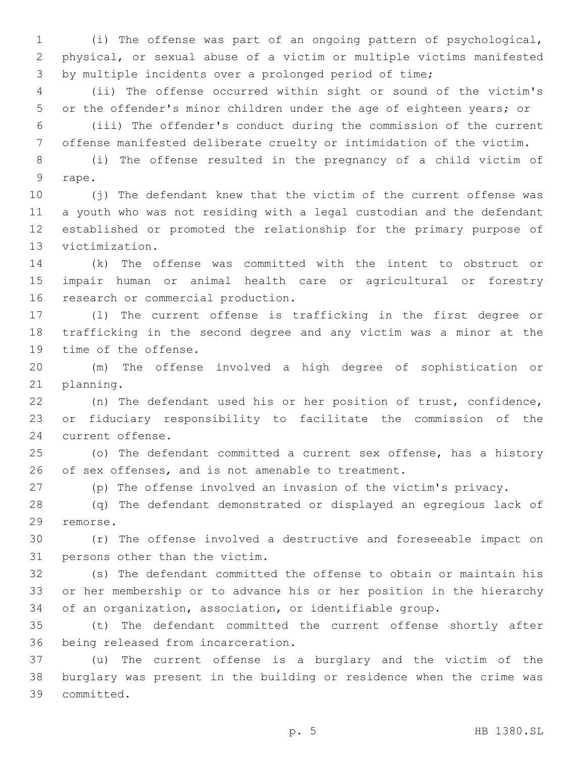(i) The offense was part of an ongoing pattern of psychological, physical, or sexual abuse of a victim or multiple victims manifested by multiple incidents over a prolonged period of time;

(ii) The offense occurred within sight or sound of the victim's or the offender's minor children under the age of eighteen years; or

(iii) The offender's conduct during the commission of the current offense manifested deliberate cruelty or intimidation of the victim.

(i) The offense resulted in the pregnancy of a child victim of rape.

(j) The defendant knew that the victim of the current offense was a youth who was not residing with a legal custodian and the defendant established or promoted the relationship for the primary purpose of victimization.

(k) The offense was committed with the intent to obstruct or impair human or animal health care or agricultural or forestry research or commercial production.

(l) The current offense is trafficking in the first degree or trafficking in the second degree and any victim was a minor at the time of the offense.

(m) The offense involved a high degree of sophistication or planning.

(n) The defendant used his or her position of trust, confidence, or fiduciary responsibility to facilitate the commission of the current offense.

(o) The defendant committed a current sex offense, has a history of sex offenses, and is not amenable to treatment.

(p) The offense involved an invasion of the victim's privacy.

(q) The defendant demonstrated or displayed an egregious lack of remorse.

(r) The offense involved a destructive and foreseeable impact on persons other than the victim.

(s) The defendant committed the offense to obtain or maintain his or her membership or to advance his or her position in the hierarchy of an organization, association, or identifiable group.

(t) The defendant committed the current offense shortly after being released from incarceration.

(u) The current offense is a burglary and the victim of the burglary was present in the building or residence when the crime was committed.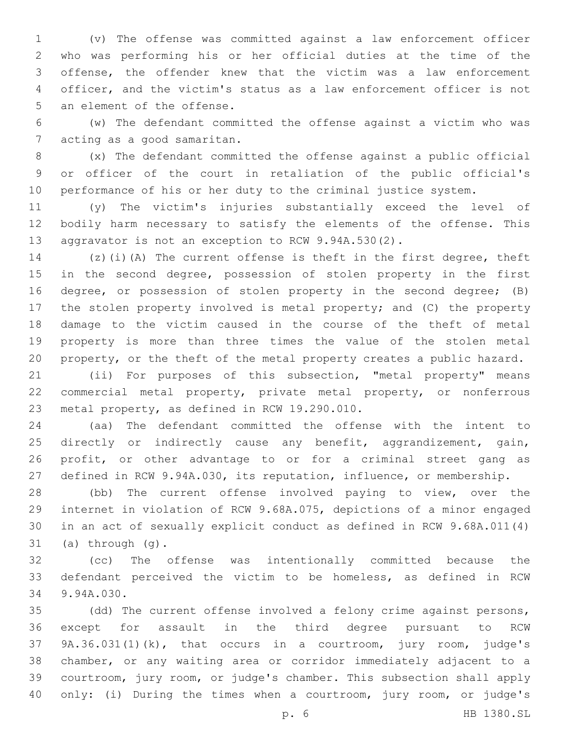(v) The offense was committed against a law enforcement officer who was performing his or her official duties at the time of the offense, the offender knew that the victim was a law enforcement officer, and the victim's status as a law enforcement officer is not an element of the offense.

(w) The defendant committed the offense against a victim who was acting as a good samaritan.

(x) The defendant committed the offense against a public official or officer of the court in retaliation of the public official's performance of his or her duty to the criminal justice system.

(y) The victim's injuries substantially exceed the level of bodily harm necessary to satisfy the elements of the offense. This aggravator is not an exception to RCW 9.94A.530(2).

(z)(i)(A) The current offense is theft in the first degree, theft in the second degree, possession of stolen property in the first degree, or possession of stolen property in the second degree; (B) the stolen property involved is metal property; and (C) the property damage to the victim caused in the course of the theft of metal property is more than three times the value of the stolen metal property, or the theft of the metal property creates a public hazard.

(ii) For purposes of this subsection, "metal property" means commercial metal property, private metal property, or nonferrous metal property, as defined in RCW 19.290.010.

(aa) The defendant committed the offense with the intent to directly or indirectly cause any benefit, aggrandizement, gain, profit, or other advantage to or for a criminal street gang as defined in RCW 9.94A.030, its reputation, influence, or membership.

(bb) The current offense involved paying to view, over the internet in violation of RCW 9.68A.075, depictions of a minor engaged in an act of sexually explicit conduct as defined in RCW 9.68A.011(4) (a) through (g).

(cc) The offense was intentionally committed because the defendant perceived the victim to be homeless, as defined in RCW 9.94A.030.

(dd) The current offense involved a felony crime against persons, except for assault in the third degree pursuant to RCW 9A.36.031(1)(k), that occurs in a courtroom, jury room, judge's chamber, or any waiting area or corridor immediately adjacent to a courtroom, jury room, or judge's chamber. This subsection shall apply only: (i) During the times when a courtroom, jury room, or judge's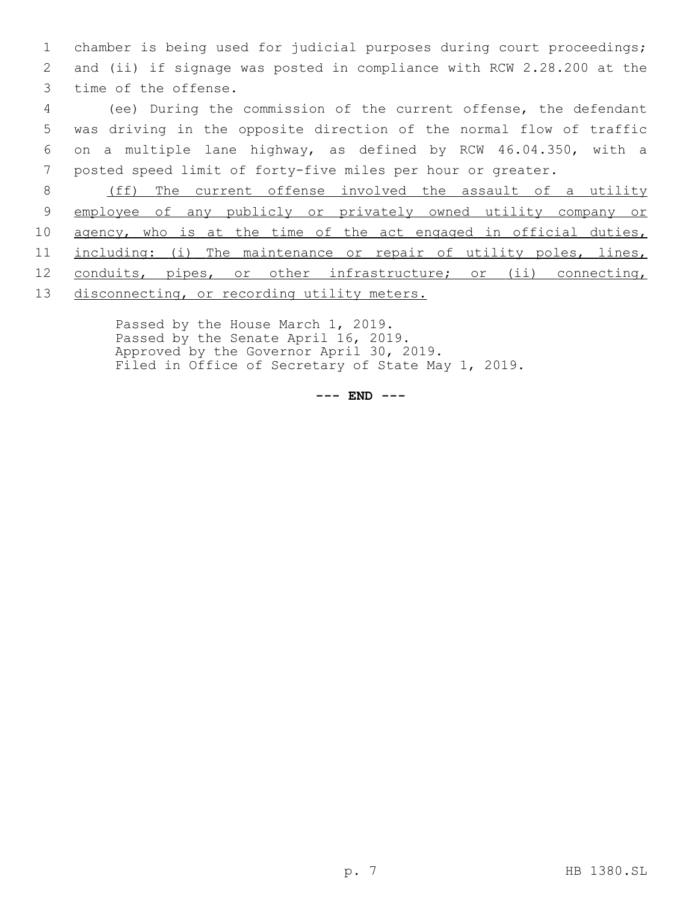chamber is being used for judicial purposes during court proceedings; and (ii) if signage was posted in compliance with RCW 2.28.200 at the time of the offense.

(ee) During the commission of the current offense, the defendant was driving in the opposite direction of the normal flow of traffic on a multiple lane highway, as defined by RCW 46.04.350, with a posted speed limit of forty-five miles per hour or greater.

<u>(ff) The current offense involved the assault of a utility employee of any publicly or privately owned utility company or agency, who is at the time of the act engaged in official duties, including: (i) The maintenance or repair of utility poles, lines, conduits, pipes, or other infrastructure; or (ii) connecting, disconnecting, or recording utility meters.</u>

Passed by the House March 1, 2019.
Passed by the Senate April 16, 2019.
Approved by the Governor April 30, 2019.
Filed in Office of Secretary of State May 1, 2019.

**--- END ---**